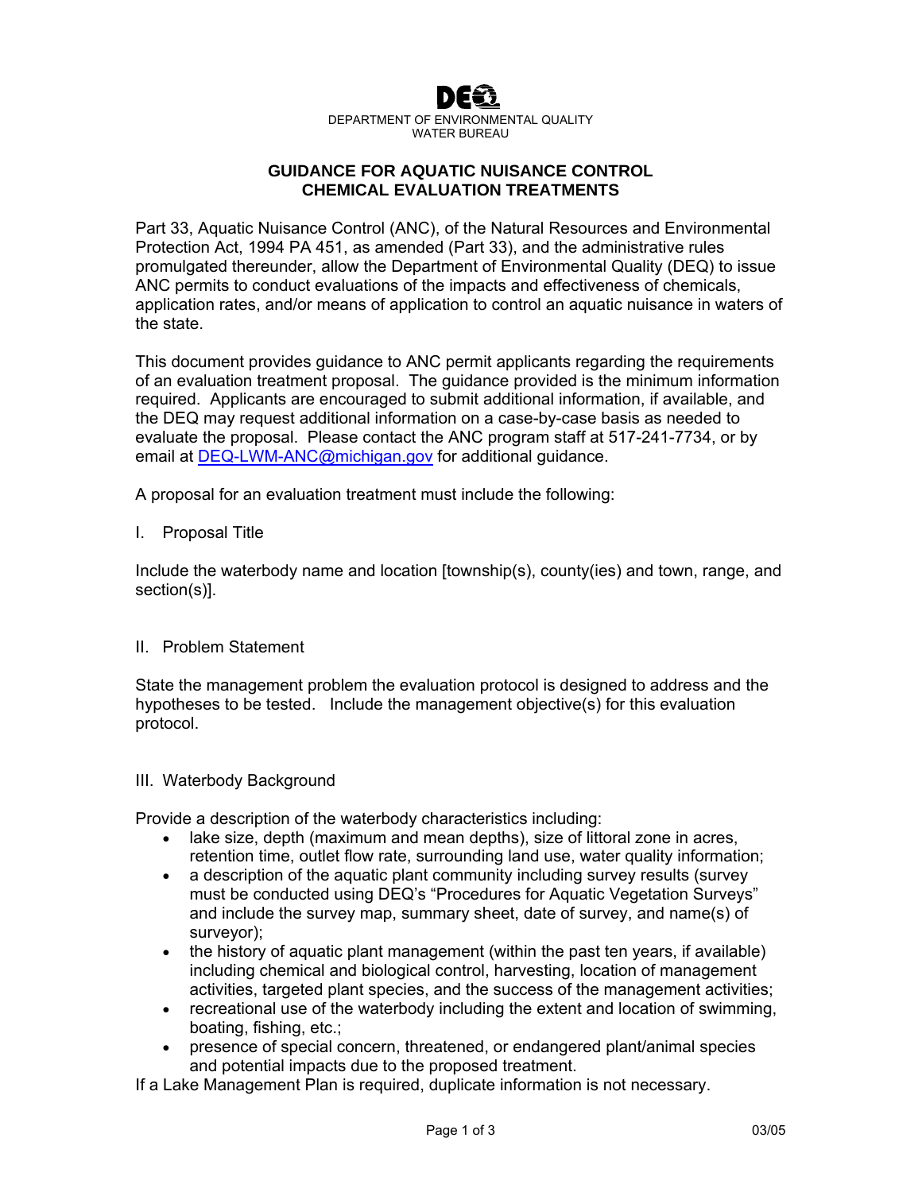DEQ

DEPARTMENT OF ENVIRONMENTAL QUALITY
WATER BUREAU

# GUIDANCE FOR AQUATIC NUISANCE CONTROL CHEMICAL EVALUATION TREATMENTS

Part 33, Aquatic Nuisance Control (ANC), of the Natural Resources and Environmental Protection Act, 1994 PA 451, as amended (Part 33), and the administrative rules promulgated thereunder, allow the Department of Environmental Quality (DEQ) to issue ANC permits to conduct evaluations of the impacts and effectiveness of chemicals, application rates, and/or means of application to control an aquatic nuisance in waters of the state.

This document provides guidance to ANC permit applicants regarding the requirements of an evaluation treatment proposal. The guidance provided is the minimum information required. Applicants are encouraged to submit additional information, if available, and the DEQ may request additional information on a case-by-case basis as needed to evaluate the proposal. Please contact the ANC program staff at 517-241-7734, or by email at DEQ-LWM-ANC@michigan.gov for additional guidance.

A proposal for an evaluation treatment must include the following:

## I. Proposal Title

Include the waterbody name and location [township(s), county(ies) and town, range, and section(s)].

## II. Problem Statement

State the management problem the evaluation protocol is designed to address and the hypotheses to be tested. Include the management objective(s) for this evaluation protocol.

## III. Waterbody Background

Provide a description of the waterbody characteristics including:

- lake size, depth (maximum and mean depths), size of littoral zone in acres, retention time, outlet flow rate, surrounding land use, water quality information;
- a description of the aquatic plant community including survey results (survey must be conducted using DEQ's "Procedures for Aquatic Vegetation Surveys" and include the survey map, summary sheet, date of survey, and name(s) of surveyor);
- the history of aquatic plant management (within the past ten years, if available) including chemical and biological control, harvesting, location of management activities, targeted plant species, and the success of the management activities;
- recreational use of the waterbody including the extent and location of swimming, boating, fishing, etc.;
- presence of special concern, threatened, or endangered plant/animal species and potential impacts due to the proposed treatment.

If a Lake Management Plan is required, duplicate information is not necessary.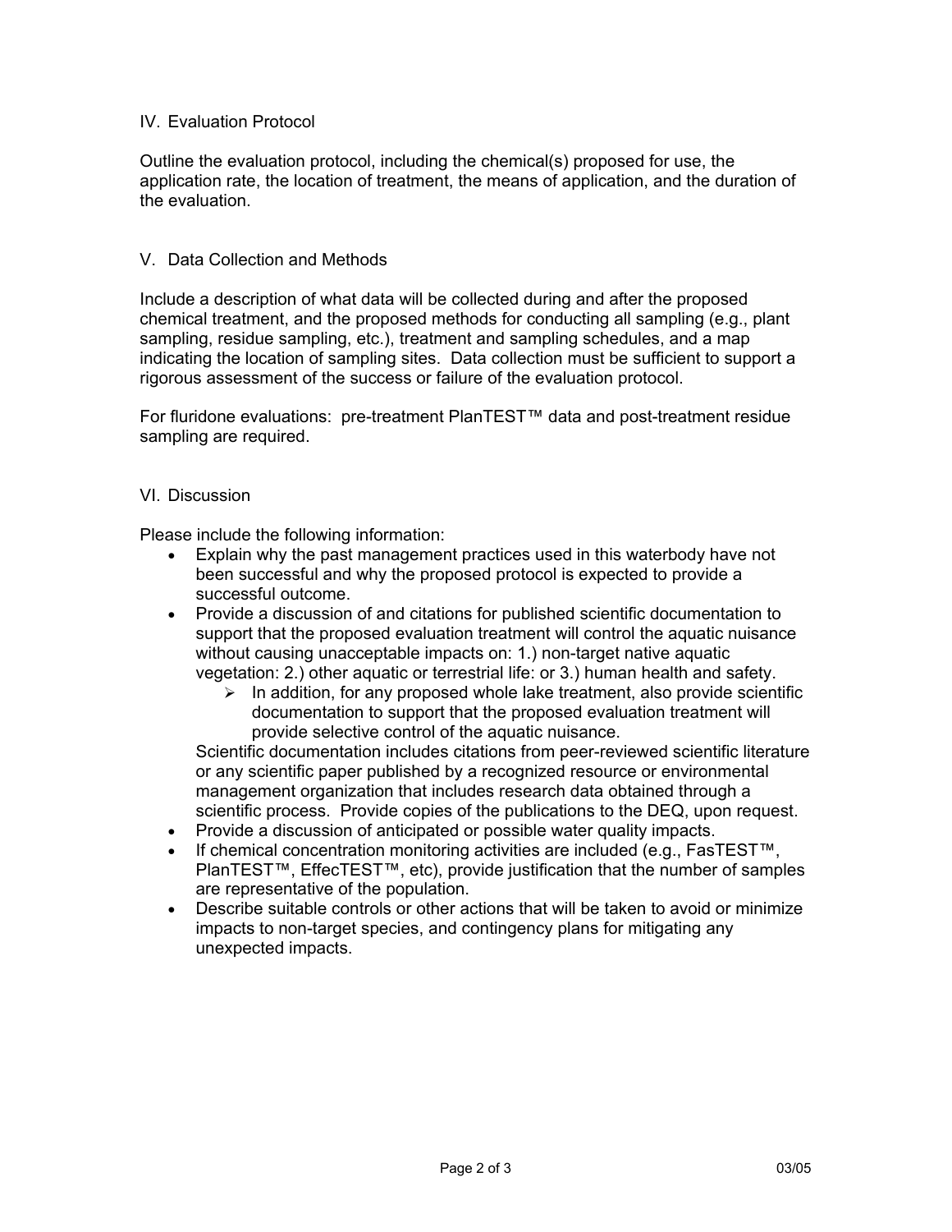## IV. Evaluation Protocol

Outline the evaluation protocol, including the chemical(s) proposed for use, the application rate, the location of treatment, the means of application, and the duration of the evaluation.

## V. Data Collection and Methods

Include a description of what data will be collected during and after the proposed chemical treatment, and the proposed methods for conducting all sampling (e.g., plant sampling, residue sampling, etc.), treatment and sampling schedules, and a map indicating the location of sampling sites. Data collection must be sufficient to support a rigorous assessment of the success or failure of the evaluation protocol.

For fluridone evaluations: pre-treatment PlanTEST™ data and post-treatment residue sampling are required.

## VI. Discussion

Please include the following information:

- Explain why the past management practices used in this waterbody have not been successful and why the proposed protocol is expected to provide a successful outcome.
- Provide a discussion of and citations for published scientific documentation to support that the proposed evaluation treatment will control the aquatic nuisance without causing unacceptable impacts on: 1.) non-target native aquatic vegetation: 2.) other aquatic or terrestrial life: or 3.) human health and safety.
    - In addition, for any proposed whole lake treatment, also provide scientific documentation to support that the proposed evaluation treatment will provide selective control of the aquatic nuisance.

  Scientific documentation includes citations from peer-reviewed scientific literature or any scientific paper published by a recognized resource or environmental management organization that includes research data obtained through a scientific process. Provide copies of the publications to the DEQ, upon request.
- Provide a discussion of anticipated or possible water quality impacts.
- If chemical concentration monitoring activities are included (e.g., FasTEST™, PlanTEST™, EffecTEST™, etc), provide justification that the number of samples are representative of the population.
- Describe suitable controls or other actions that will be taken to avoid or minimize impacts to non-target species, and contingency plans for mitigating any unexpected impacts.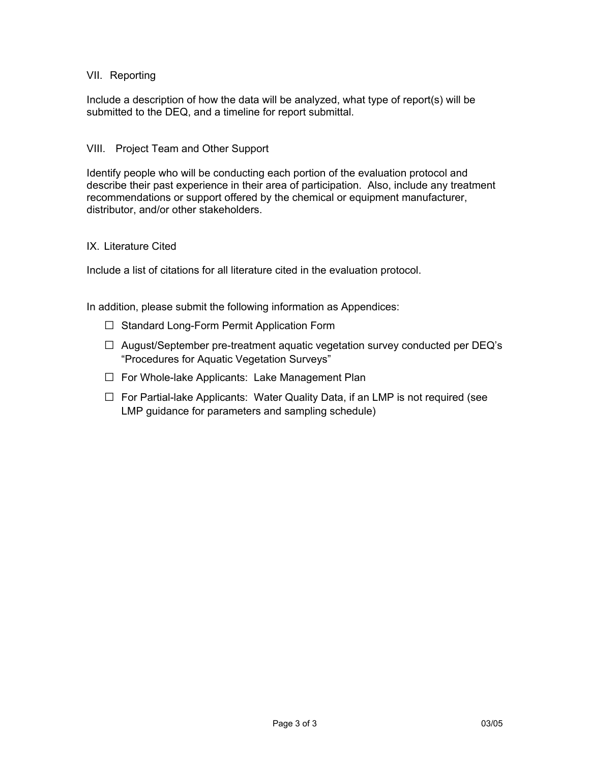## VII. Reporting

Include a description of how the data will be analyzed, what type of report(s) will be submitted to the DEQ, and a timeline for report submittal.

## VIII. Project Team and Other Support

Identify people who will be conducting each portion of the evaluation protocol and describe their past experience in their area of participation. Also, include any treatment recommendations or support offered by the chemical or equipment manufacturer, distributor, and/or other stakeholders.

## IX. Literature Cited

Include a list of citations for all literature cited in the evaluation protocol.

In addition, please submit the following information as Appendices:

- ☐ Standard Long-Form Permit Application Form
- ☐ August/September pre-treatment aquatic vegetation survey conducted per DEQ's "Procedures for Aquatic Vegetation Surveys"
- ☐ For Whole-lake Applicants: Lake Management Plan
- ☐ For Partial-lake Applicants: Water Quality Data, if an LMP is not required (see LMP guidance for parameters and sampling schedule)